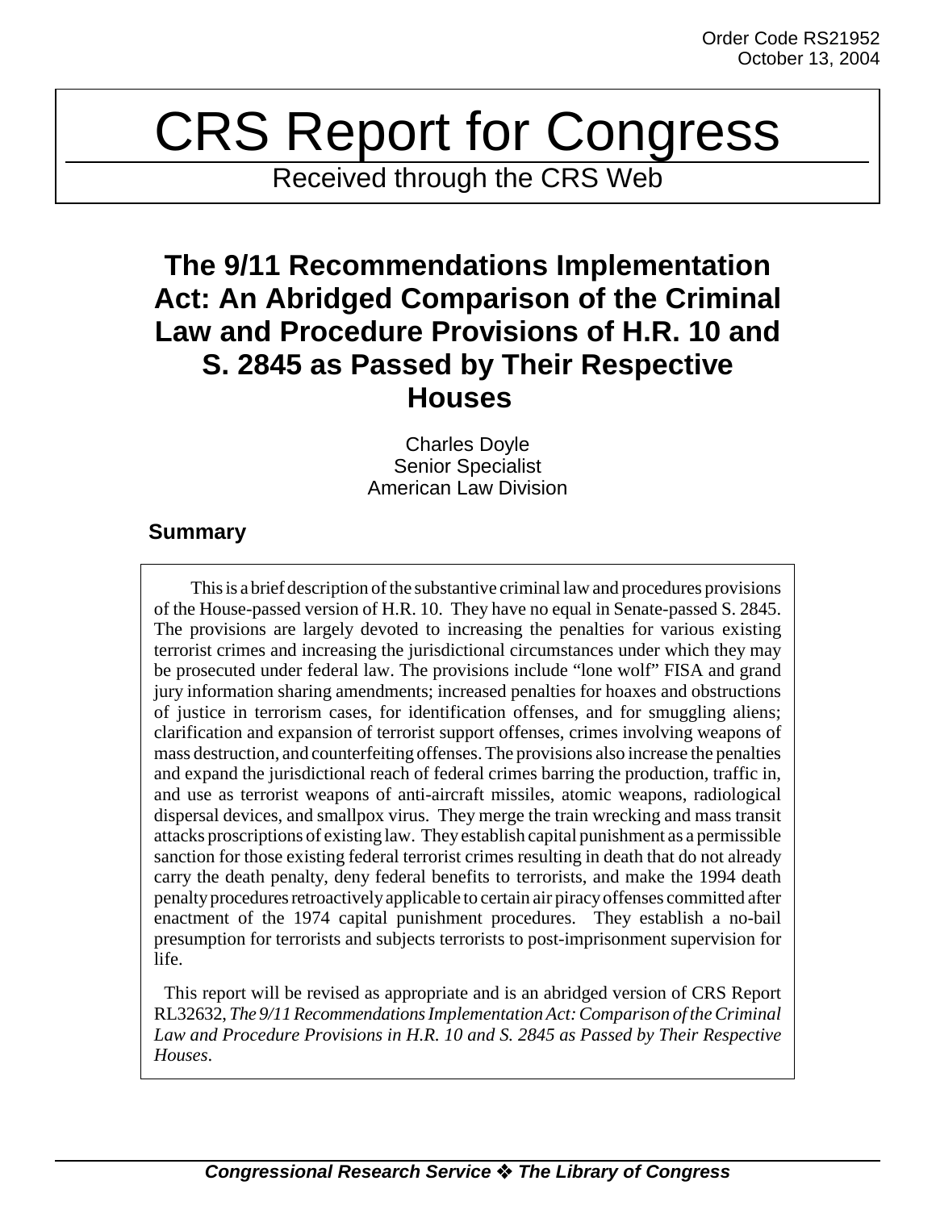Order Code RS21952
October 13, 2004

# CRS Report for Congress

Received through the CRS Web

## The 9/11 Recommendations Implementation Act: An Abridged Comparison of the Criminal Law and Procedure Provisions of H.R. 10 and S. 2845 as Passed by Their Respective Houses

Charles Doyle
Senior Specialist
American Law Division

### Summary

This is a brief description of the substantive criminal law and procedures provisions of the House-passed version of H.R. 10. They have no equal in Senate-passed S. 2845. The provisions are largely devoted to increasing the penalties for various existing terrorist crimes and increasing the jurisdictional circumstances under which they may be prosecuted under federal law. The provisions include "lone wolf" FISA and grand jury information sharing amendments; increased penalties for hoaxes and obstructions of justice in terrorism cases, for identification offenses, and for smuggling aliens; clarification and expansion of terrorist support offenses, crimes involving weapons of mass destruction, and counterfeiting offenses. The provisions also increase the penalties and expand the jurisdictional reach of federal crimes barring the production, traffic in, and use as terrorist weapons of anti-aircraft missiles, atomic weapons, radiological dispersal devices, and smallpox virus. They merge the train wrecking and mass transit attacks proscriptions of existing law. They establish capital punishment as a permissible sanction for those existing federal terrorist crimes resulting in death that do not already carry the death penalty, deny federal benefits to terrorists, and make the 1994 death penalty procedures retroactively applicable to certain air piracy offenses committed after enactment of the 1974 capital punishment procedures. They establish a no-bail presumption for terrorists and subjects terrorists to post-imprisonment supervision for life.

This report will be revised as appropriate and is an abridged version of CRS Report RL32632, *The 9/11 Recommendations Implementation Act: Comparison of the Criminal Law and Procedure Provisions in H.R. 10 and S. 2845 as Passed by Their Respective Houses*.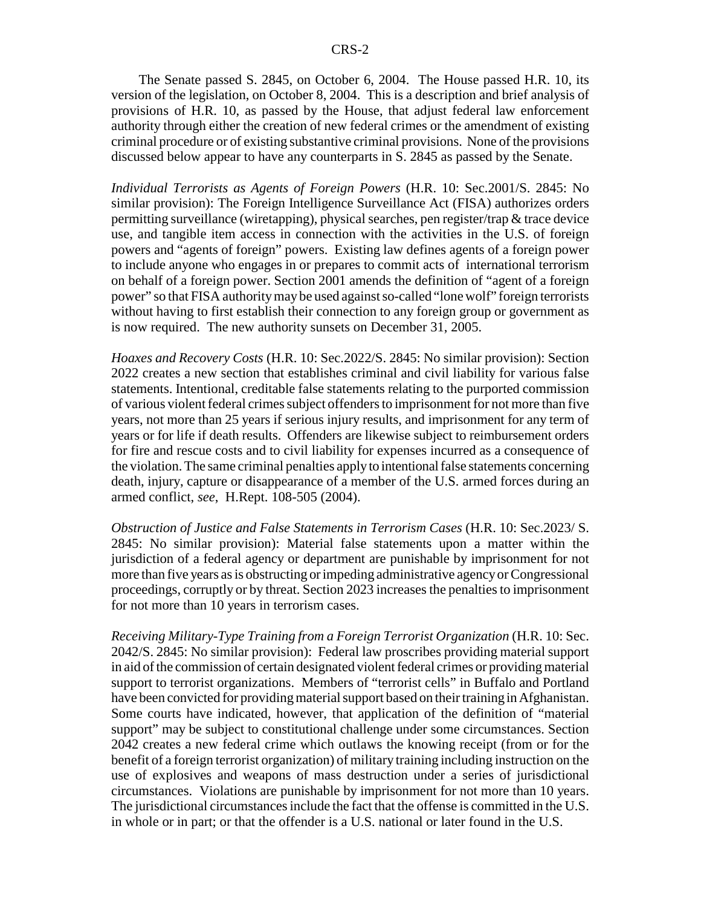The Senate passed S. 2845, on October 6, 2004. The House passed H.R. 10, its version of the legislation, on October 8, 2004. This is a description and brief analysis of provisions of H.R. 10, as passed by the House, that adjust federal law enforcement authority through either the creation of new federal crimes or the amendment of existing criminal procedure or of existing substantive criminal provisions. None of the provisions discussed below appear to have any counterparts in S. 2845 as passed by the Senate.

*Individual Terrorists as Agents of Foreign Powers* (H.R. 10: Sec.2001/S. 2845: No similar provision): The Foreign Intelligence Surveillance Act (FISA) authorizes orders permitting surveillance (wiretapping), physical searches, pen register/trap & trace device use, and tangible item access in connection with the activities in the U.S. of foreign powers and "agents of foreign" powers. Existing law defines agents of a foreign power to include anyone who engages in or prepares to commit acts of international terrorism on behalf of a foreign power. Section 2001 amends the definition of "agent of a foreign power" so that FISA authority may be used against so-called "lone wolf" foreign terrorists without having to first establish their connection to any foreign group or government as is now required. The new authority sunsets on December 31, 2005.

*Hoaxes and Recovery Costs* (H.R. 10: Sec.2022/S. 2845: No similar provision): Section 2022 creates a new section that establishes criminal and civil liability for various false statements. Intentional, creditable false statements relating to the purported commission of various violent federal crimes subject offenders to imprisonment for not more than five years, not more than 25 years if serious injury results, and imprisonment for any term of years or for life if death results. Offenders are likewise subject to reimbursement orders for fire and rescue costs and to civil liability for expenses incurred as a consequence of the violation. The same criminal penalties apply to intentional false statements concerning death, injury, capture or disappearance of a member of the U.S. armed forces during an armed conflict, *see*, H.Rept. 108-505 (2004).

*Obstruction of Justice and False Statements in Terrorism Cases* (H.R. 10: Sec.2023/ S. 2845: No similar provision): Material false statements upon a matter within the jurisdiction of a federal agency or department are punishable by imprisonment for not more than five years as is obstructing or impeding administrative agency or Congressional proceedings, corruptly or by threat. Section 2023 increases the penalties to imprisonment for not more than 10 years in terrorism cases.

*Receiving Military-Type Training from a Foreign Terrorist Organization* (H.R. 10: Sec. 2042/S. 2845: No similar provision): Federal law proscribes providing material support in aid of the commission of certain designated violent federal crimes or providing material support to terrorist organizations. Members of "terrorist cells" in Buffalo and Portland have been convicted for providing material support based on their training in Afghanistan. Some courts have indicated, however, that application of the definition of "material support" may be subject to constitutional challenge under some circumstances. Section 2042 creates a new federal crime which outlaws the knowing receipt (from or for the benefit of a foreign terrorist organization) of military training including instruction on the use of explosives and weapons of mass destruction under a series of jurisdictional circumstances. Violations are punishable by imprisonment for not more than 10 years. The jurisdictional circumstances include the fact that the offense is committed in the U.S. in whole or in part; or that the offender is a U.S. national or later found in the U.S.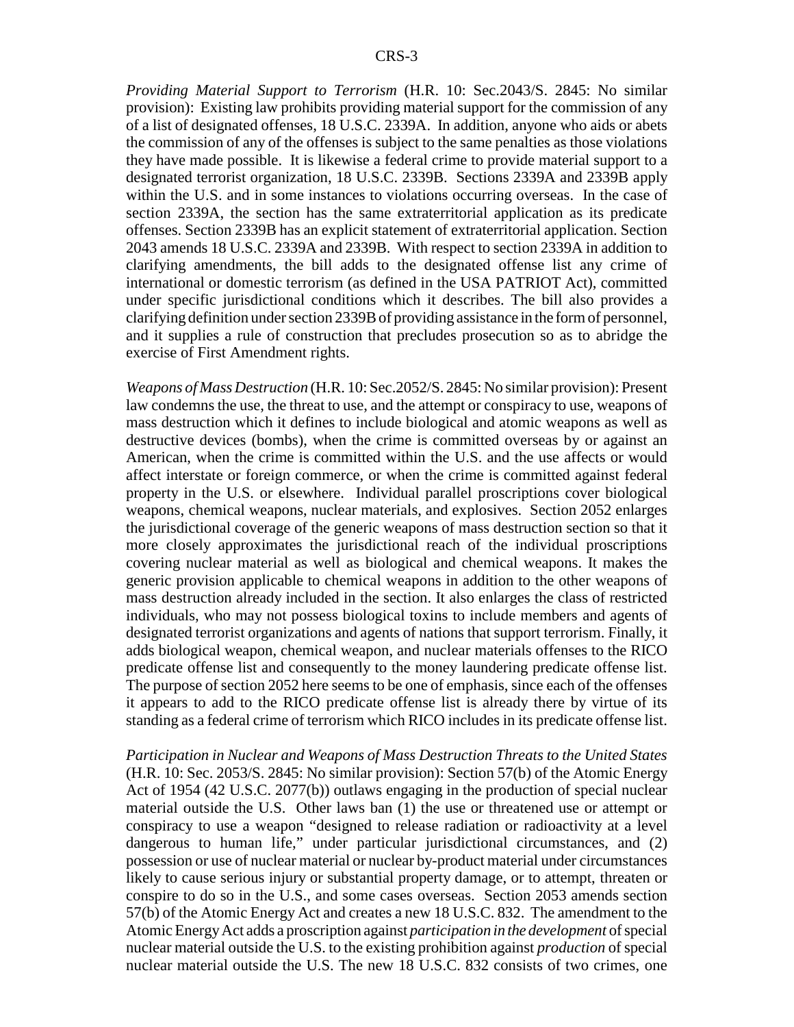*Providing Material Support to Terrorism* (H.R. 10: Sec.2043/S. 2845: No similar provision): Existing law prohibits providing material support for the commission of any of a list of designated offenses, 18 U.S.C. 2339A. In addition, anyone who aids or abets the commission of any of the offenses is subject to the same penalties as those violations they have made possible. It is likewise a federal crime to provide material support to a designated terrorist organization, 18 U.S.C. 2339B. Sections 2339A and 2339B apply within the U.S. and in some instances to violations occurring overseas. In the case of section 2339A, the section has the same extraterritorial application as its predicate offenses. Section 2339B has an explicit statement of extraterritorial application. Section 2043 amends 18 U.S.C. 2339A and 2339B. With respect to section 2339A in addition to clarifying amendments, the bill adds to the designated offense list any crime of international or domestic terrorism (as defined in the USA PATRIOT Act), committed under specific jurisdictional conditions which it describes. The bill also provides a clarifying definition under section 2339B of providing assistance in the form of personnel, and it supplies a rule of construction that precludes prosecution so as to abridge the exercise of First Amendment rights.

*Weapons of Mass Destruction* (H.R. 10: Sec.2052/S. 2845: No similar provision): Present law condemns the use, the threat to use, and the attempt or conspiracy to use, weapons of mass destruction which it defines to include biological and atomic weapons as well as destructive devices (bombs), when the crime is committed overseas by or against an American, when the crime is committed within the U.S. and the use affects or would affect interstate or foreign commerce, or when the crime is committed against federal property in the U.S. or elsewhere. Individual parallel proscriptions cover biological weapons, chemical weapons, nuclear materials, and explosives. Section 2052 enlarges the jurisdictional coverage of the generic weapons of mass destruction section so that it more closely approximates the jurisdictional reach of the individual proscriptions covering nuclear material as well as biological and chemical weapons. It makes the generic provision applicable to chemical weapons in addition to the other weapons of mass destruction already included in the section. It also enlarges the class of restricted individuals, who may not possess biological toxins to include members and agents of designated terrorist organizations and agents of nations that support terrorism. Finally, it adds biological weapon, chemical weapon, and nuclear materials offenses to the RICO predicate offense list and consequently to the money laundering predicate offense list. The purpose of section 2052 here seems to be one of emphasis, since each of the offenses it appears to add to the RICO predicate offense list is already there by virtue of its standing as a federal crime of terrorism which RICO includes in its predicate offense list.

*Participation in Nuclear and Weapons of Mass Destruction Threats to the United States* (H.R. 10: Sec. 2053/S. 2845: No similar provision): Section 57(b) of the Atomic Energy Act of 1954 (42 U.S.C. 2077(b)) outlaws engaging in the production of special nuclear material outside the U.S. Other laws ban (1) the use or threatened use or attempt or conspiracy to use a weapon "designed to release radiation or radioactivity at a level dangerous to human life," under particular jurisdictional circumstances, and (2) possession or use of nuclear material or nuclear by-product material under circumstances likely to cause serious injury or substantial property damage, or to attempt, threaten or conspire to do so in the U.S., and some cases overseas. Section 2053 amends section 57(b) of the Atomic Energy Act and creates a new 18 U.S.C. 832. The amendment to the Atomic Energy Act adds a proscription against *participation in the development* of special nuclear material outside the U.S. to the existing prohibition against *production* of special nuclear material outside the U.S. The new 18 U.S.C. 832 consists of two crimes, one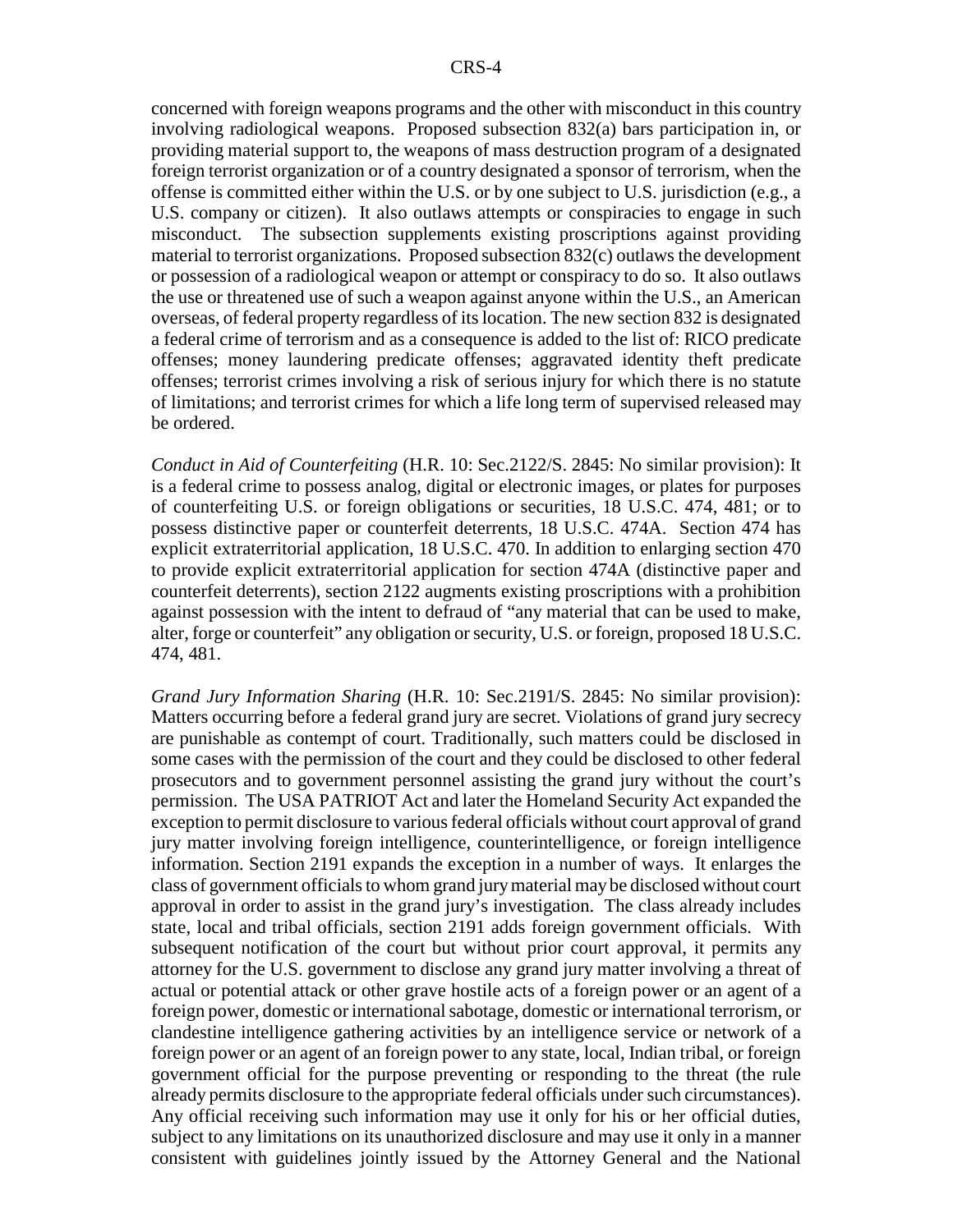concerned with foreign weapons programs and the other with misconduct in this country involving radiological weapons. Proposed subsection 832(a) bars participation in, or providing material support to, the weapons of mass destruction program of a designated foreign terrorist organization or of a country designated a sponsor of terrorism, when the offense is committed either within the U.S. or by one subject to U.S. jurisdiction (e.g., a U.S. company or citizen). It also outlaws attempts or conspiracies to engage in such misconduct. The subsection supplements existing proscriptions against providing material to terrorist organizations. Proposed subsection 832(c) outlaws the development or possession of a radiological weapon or attempt or conspiracy to do so. It also outlaws the use or threatened use of such a weapon against anyone within the U.S., an American overseas, of federal property regardless of its location. The new section 832 is designated a federal crime of terrorism and as a consequence is added to the list of: RICO predicate offenses; money laundering predicate offenses; aggravated identity theft predicate offenses; terrorist crimes involving a risk of serious injury for which there is no statute of limitations; and terrorist crimes for which a life long term of supervised released may be ordered.

*Conduct in Aid of Counterfeiting* (H.R. 10: Sec.2122/S. 2845: No similar provision): It is a federal crime to possess analog, digital or electronic images, or plates for purposes of counterfeiting U.S. or foreign obligations or securities, 18 U.S.C. 474, 481; or to possess distinctive paper or counterfeit deterrents, 18 U.S.C. 474A. Section 474 has explicit extraterritorial application, 18 U.S.C. 470. In addition to enlarging section 470 to provide explicit extraterritorial application for section 474A (distinctive paper and counterfeit deterrents), section 2122 augments existing proscriptions with a prohibition against possession with the intent to defraud of "any material that can be used to make, alter, forge or counterfeit" any obligation or security, U.S. or foreign, proposed 18 U.S.C. 474, 481.

*Grand Jury Information Sharing* (H.R. 10: Sec.2191/S. 2845: No similar provision): Matters occurring before a federal grand jury are secret. Violations of grand jury secrecy are punishable as contempt of court. Traditionally, such matters could be disclosed in some cases with the permission of the court and they could be disclosed to other federal prosecutors and to government personnel assisting the grand jury without the court's permission. The USA PATRIOT Act and later the Homeland Security Act expanded the exception to permit disclosure to various federal officials without court approval of grand jury matter involving foreign intelligence, counterintelligence, or foreign intelligence information. Section 2191 expands the exception in a number of ways. It enlarges the class of government officials to whom grand jury material may be disclosed without court approval in order to assist in the grand jury's investigation. The class already includes state, local and tribal officials, section 2191 adds foreign government officials. With subsequent notification of the court but without prior court approval, it permits any attorney for the U.S. government to disclose any grand jury matter involving a threat of actual or potential attack or other grave hostile acts of a foreign power or an agent of a foreign power, domestic or international sabotage, domestic or international terrorism, or clandestine intelligence gathering activities by an intelligence service or network of a foreign power or an agent of an foreign power to any state, local, Indian tribal, or foreign government official for the purpose preventing or responding to the threat (the rule already permits disclosure to the appropriate federal officials under such circumstances). Any official receiving such information may use it only for his or her official duties, subject to any limitations on its unauthorized disclosure and may use it only in a manner consistent with guidelines jointly issued by the Attorney General and the National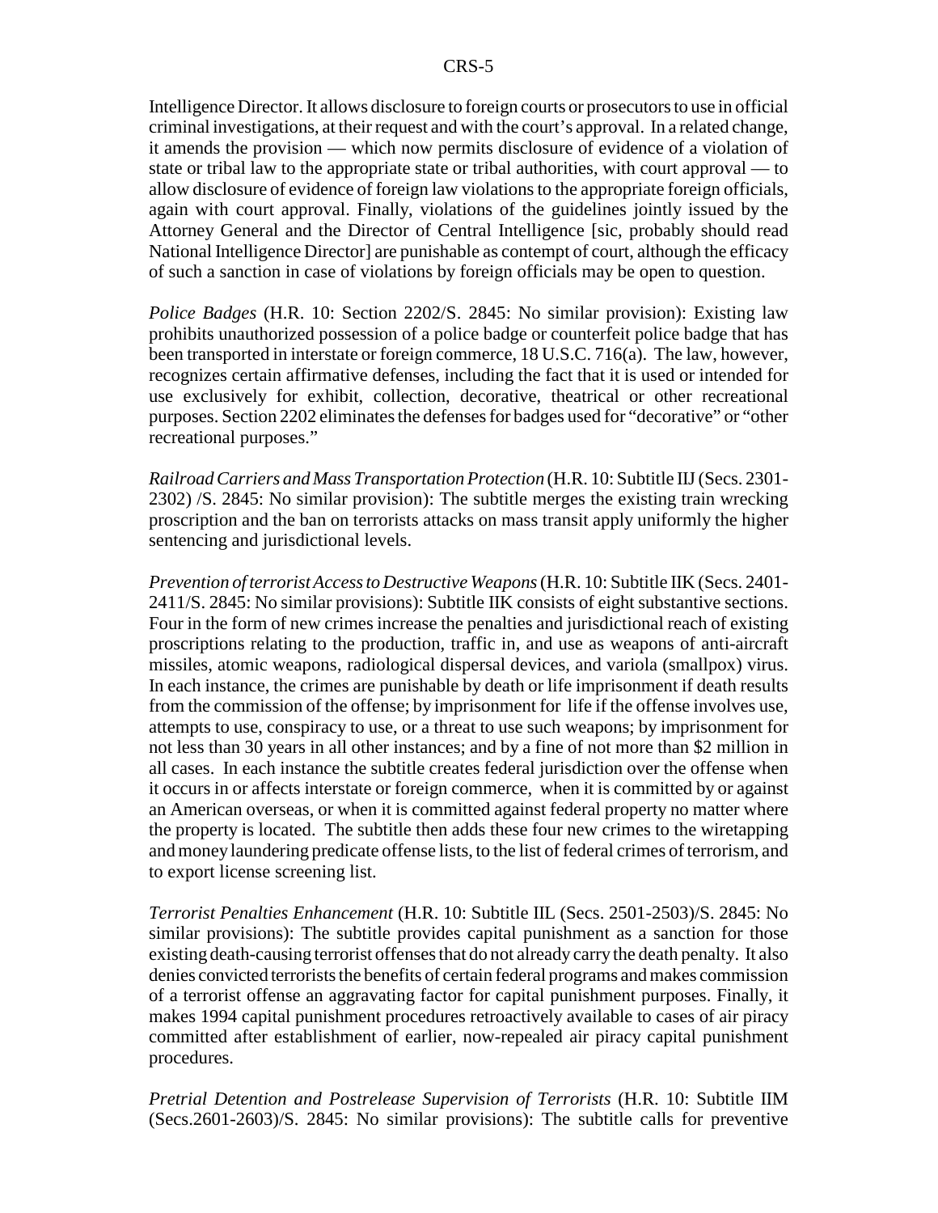Intelligence Director. It allows disclosure to foreign courts or prosecutors to use in official criminal investigations, at their request and with the court's approval. In a related change, it amends the provision — which now permits disclosure of evidence of a violation of state or tribal law to the appropriate state or tribal authorities, with court approval — to allow disclosure of evidence of foreign law violations to the appropriate foreign officials, again with court approval. Finally, violations of the guidelines jointly issued by the Attorney General and the Director of Central Intelligence [sic, probably should read National Intelligence Director] are punishable as contempt of court, although the efficacy of such a sanction in case of violations by foreign officials may be open to question.

*Police Badges* (H.R. 10: Section 2202/S. 2845: No similar provision): Existing law prohibits unauthorized possession of a police badge or counterfeit police badge that has been transported in interstate or foreign commerce, 18 U.S.C. 716(a). The law, however, recognizes certain affirmative defenses, including the fact that it is used or intended for use exclusively for exhibit, collection, decorative, theatrical or other recreational purposes. Section 2202 eliminates the defenses for badges used for "decorative" or "other recreational purposes."

*Railroad Carriers and Mass Transportation Protection* (H.R. 10: Subtitle IIJ (Secs. 2301-2302) /S. 2845: No similar provision): The subtitle merges the existing train wrecking proscription and the ban on terrorists attacks on mass transit apply uniformly the higher sentencing and jurisdictional levels.

*Prevention of terrorist Access to Destructive Weapons* (H.R. 10: Subtitle IIK (Secs. 2401-2411/S. 2845: No similar provisions): Subtitle IIK consists of eight substantive sections. Four in the form of new crimes increase the penalties and jurisdictional reach of existing proscriptions relating to the production, traffic in, and use as weapons of anti-aircraft missiles, atomic weapons, radiological dispersal devices, and variola (smallpox) virus. In each instance, the crimes are punishable by death or life imprisonment if death results from the commission of the offense; by imprisonment for life if the offense involves use, attempts to use, conspiracy to use, or a threat to use such weapons; by imprisonment for not less than 30 years in all other instances; and by a fine of not more than $2 million in all cases. In each instance the subtitle creates federal jurisdiction over the offense when it occurs in or affects interstate or foreign commerce, when it is committed by or against an American overseas, or when it is committed against federal property no matter where the property is located. The subtitle then adds these four new crimes to the wiretapping and money laundering predicate offense lists, to the list of federal crimes of terrorism, and to export license screening list.

*Terrorist Penalties Enhancement* (H.R. 10: Subtitle IIL (Secs. 2501-2503)/S. 2845: No similar provisions): The subtitle provides capital punishment as a sanction for those existing death-causing terrorist offenses that do not already carry the death penalty. It also denies convicted terrorists the benefits of certain federal programs and makes commission of a terrorist offense an aggravating factor for capital punishment purposes. Finally, it makes 1994 capital punishment procedures retroactively available to cases of air piracy committed after establishment of earlier, now-repealed air piracy capital punishment procedures.

*Pretrial Detention and Postrelease Supervision of Terrorists* (H.R. 10: Subtitle IIM (Secs.2601-2603)/S. 2845: No similar provisions): The subtitle calls for preventive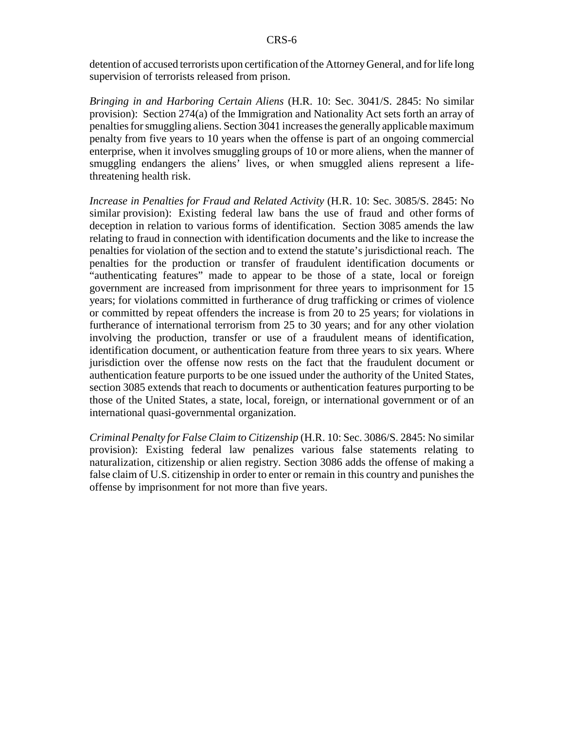detention of accused terrorists upon certification of the Attorney General, and for life long supervision of terrorists released from prison.

*Bringing in and Harboring Certain Aliens* (H.R. 10: Sec. 3041/S. 2845: No similar provision): Section 274(a) of the Immigration and Nationality Act sets forth an array of penalties for smuggling aliens. Section 3041 increases the generally applicable maximum penalty from five years to 10 years when the offense is part of an ongoing commercial enterprise, when it involves smuggling groups of 10 or more aliens, when the manner of smuggling endangers the aliens' lives, or when smuggled aliens represent a life-threatening health risk.

*Increase in Penalties for Fraud and Related Activity* (H.R. 10: Sec. 3085/S. 2845: No similar provision): Existing federal law bans the use of fraud and other forms of deception in relation to various forms of identification. Section 3085 amends the law relating to fraud in connection with identification documents and the like to increase the penalties for violation of the section and to extend the statute's jurisdictional reach. The penalties for the production or transfer of fraudulent identification documents or "authenticating features" made to appear to be those of a state, local or foreign government are increased from imprisonment for three years to imprisonment for 15 years; for violations committed in furtherance of drug trafficking or crimes of violence or committed by repeat offenders the increase is from 20 to 25 years; for violations in furtherance of international terrorism from 25 to 30 years; and for any other violation involving the production, transfer or use of a fraudulent means of identification, identification document, or authentication feature from three years to six years. Where jurisdiction over the offense now rests on the fact that the fraudulent document or authentication feature purports to be one issued under the authority of the United States, section 3085 extends that reach to documents or authentication features purporting to be those of the United States, a state, local, foreign, or international government or of an international quasi-governmental organization.

*Criminal Penalty for False Claim to Citizenship* (H.R. 10: Sec. 3086/S. 2845: No similar provision): Existing federal law penalizes various false statements relating to naturalization, citizenship or alien registry. Section 3086 adds the offense of making a false claim of U.S. citizenship in order to enter or remain in this country and punishes the offense by imprisonment for not more than five years.